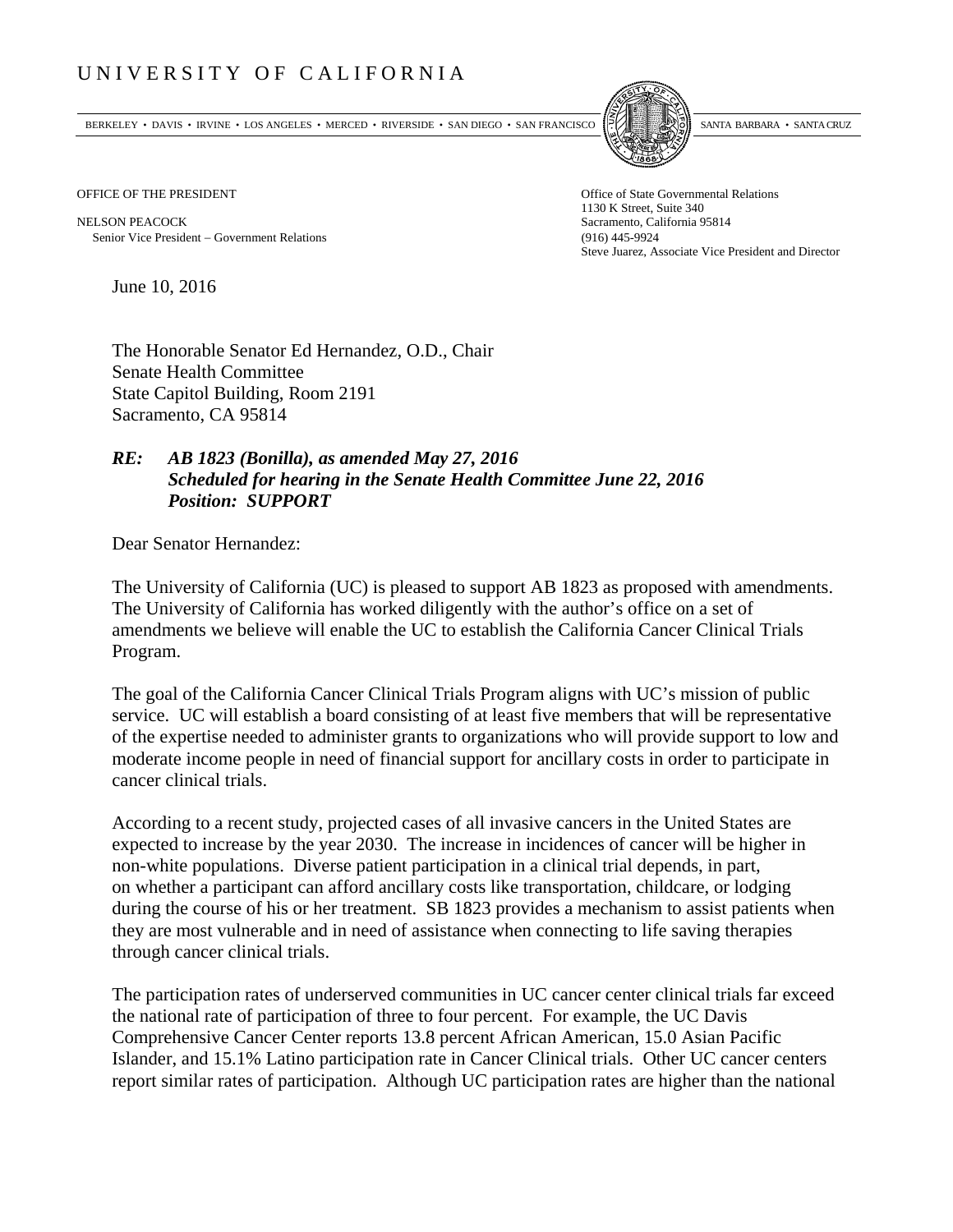# UNIVERSITY OF CALIFORNIA

BERKELEY • DAVIS • IRVINE • LOS ANGELES • MERCED • RIVERSIDE • SAN DIEGO • SAN FRANCISCO | SANTA BARBARA • SANTA CRUZ

OFFICE OF THE PRESIDENT

NELSON PEACOCK
Senior Vice President – Government Relations

Office of State Governmental Relations
1130 K Street, Suite 340
Sacramento, California 95814
(916) 445-9924
Steve Juarez, Associate Vice President and Director

June 10, 2016

The Honorable Senator Ed Hernandez, O.D., Chair
Senate Health Committee
State Capitol Building, Room 2191
Sacramento, CA 95814

***RE: AB 1823 (Bonilla), as amended May 27, 2016***
***Scheduled for hearing in the Senate Health Committee June 22, 2016***
***Position: SUPPORT***

Dear Senator Hernandez:

The University of California (UC) is pleased to support AB 1823 as proposed with amendments. The University of California has worked diligently with the author's office on a set of amendments we believe will enable the UC to establish the California Cancer Clinical Trials Program.

The goal of the California Cancer Clinical Trials Program aligns with UC's mission of public service. UC will establish a board consisting of at least five members that will be representative of the expertise needed to administer grants to organizations who will provide support to low and moderate income people in need of financial support for ancillary costs in order to participate in cancer clinical trials.

According to a recent study, projected cases of all invasive cancers in the United States are expected to increase by the year 2030. The increase in incidences of cancer will be higher in non-white populations. Diverse patient participation in a clinical trial depends, in part, on whether a participant can afford ancillary costs like transportation, childcare, or lodging during the course of his or her treatment. SB 1823 provides a mechanism to assist patients when they are most vulnerable and in need of assistance when connecting to life saving therapies through cancer clinical trials.

The participation rates of underserved communities in UC cancer center clinical trials far exceed the national rate of participation of three to four percent. For example, the UC Davis Comprehensive Cancer Center reports 13.8 percent African American, 15.0 Asian Pacific Islander, and 15.1% Latino participation rate in Cancer Clinical trials. Other UC cancer centers report similar rates of participation. Although UC participation rates are higher than the national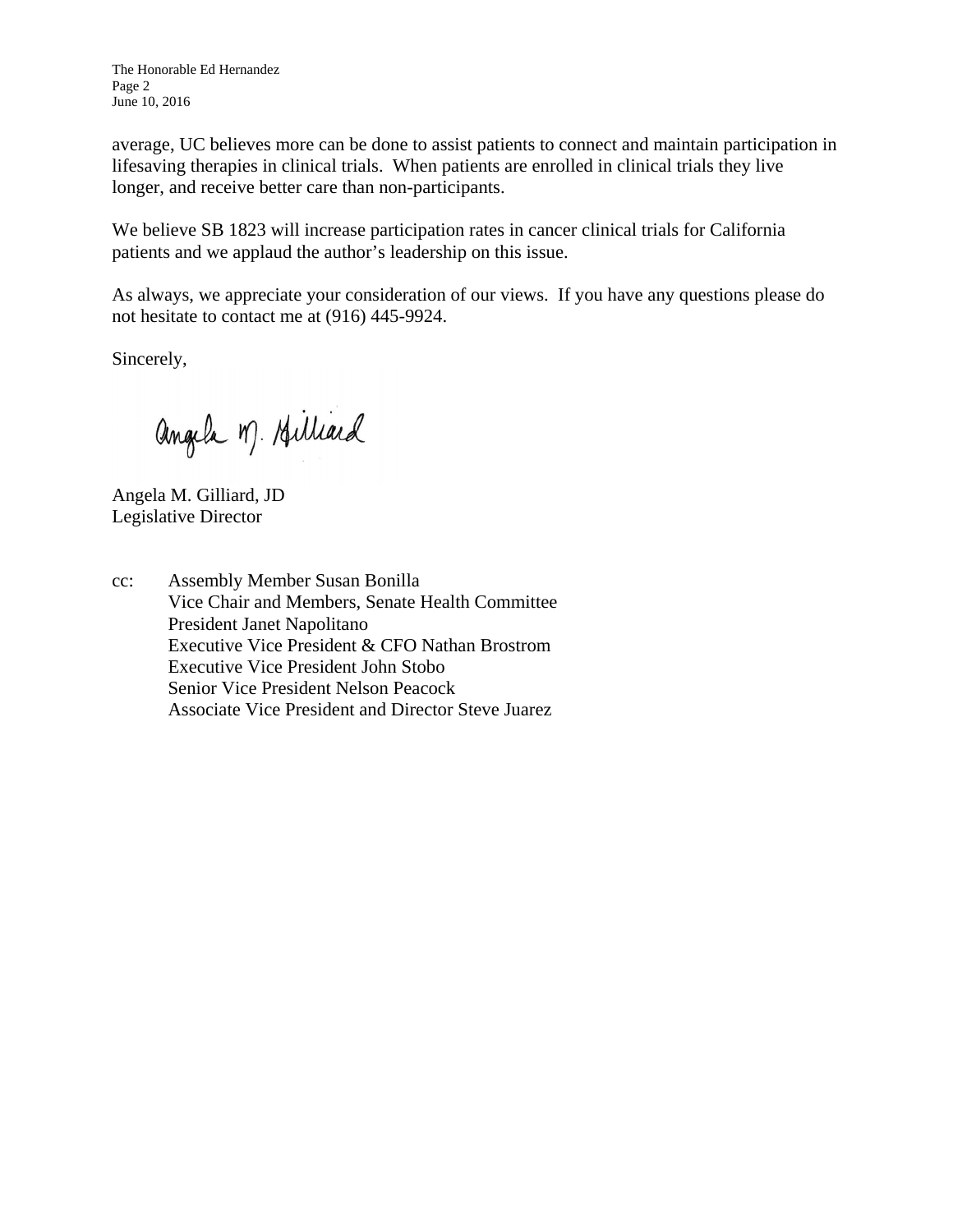average, UC believes more can be done to assist patients to connect and maintain participation in lifesaving therapies in clinical trials. When patients are enrolled in clinical trials they live longer, and receive better care than non-participants.

We believe SB 1823 will increase participation rates in cancer clinical trials for California patients and we applaud the author's leadership on this issue.

As always, we appreciate your consideration of our views. If you have any questions please do not hesitate to contact me at (916) 445-9924.

Sincerely,

Angela M. Gilliard

Angela M. Gilliard, JD
Legislative Director

cc: Assembly Member Susan Bonilla
Vice Chair and Members, Senate Health Committee
President Janet Napolitano
Executive Vice President & CFO Nathan Brostrom
Executive Vice President John Stobo
Senior Vice President Nelson Peacock
Associate Vice President and Director Steve Juarez